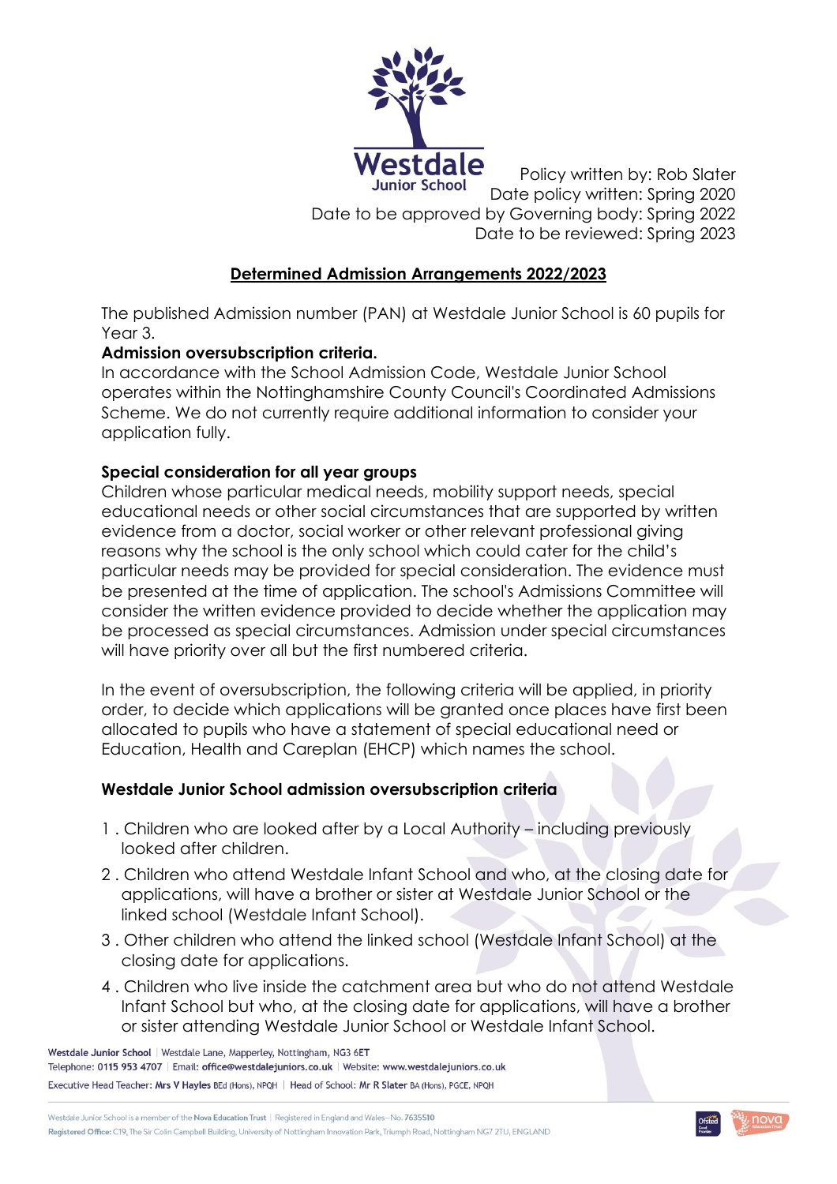Westdale Junior School

Policy written by: Rob Slater
Date policy written: Spring 2020
Date to be approved by Governing body: Spring 2022
Date to be reviewed: Spring 2023

# Determined Admission Arrangements 2022/2023

The published Admission number (PAN) at Westdale Junior School is 60 pupils for Year 3.

**Admission oversubscription criteria.**

In accordance with the School Admission Code, Westdale Junior School operates within the Nottinghamshire County Council's Coordinated Admissions Scheme. We do not currently require additional information to consider your application fully.

**Special consideration for all year groups**

Children whose particular medical needs, mobility support needs, special educational needs or other social circumstances that are supported by written evidence from a doctor, social worker or other relevant professional giving reasons why the school is the only school which could cater for the child's particular needs may be provided for special consideration. The evidence must be presented at the time of application. The school's Admissions Committee will consider the written evidence provided to decide whether the application may be processed as special circumstances. Admission under special circumstances will have priority over all but the first numbered criteria.

In the event of oversubscription, the following criteria will be applied, in priority order, to decide which applications will be granted once places have first been allocated to pupils who have a statement of special educational need or Education, Health and Careplan (EHCP) which names the school.

**Westdale Junior School admission oversubscription criteria**

1. Children who are looked after by a Local Authority – including previously looked after children.
2. Children who attend Westdale Infant School and who, at the closing date for applications, will have a brother or sister at Westdale Junior School or the linked school (Westdale Infant School).
3. Other children who attend the linked school (Westdale Infant School) at the closing date for applications.
4. Children who live inside the catchment area but who do not attend Westdale Infant School but who, at the closing date for applications, will have a brother or sister attending Westdale Junior School or Westdale Infant School.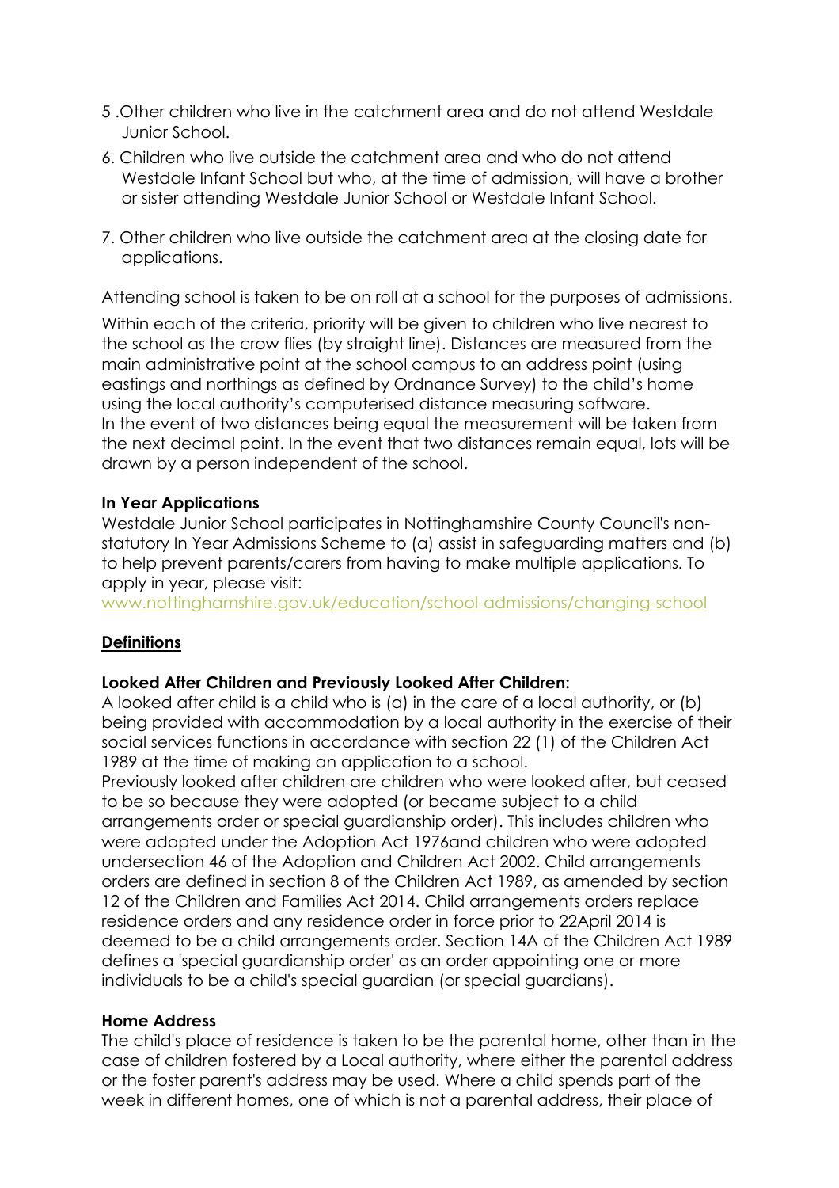5 .Other children who live in the catchment area and do not attend Westdale Junior School.

6. Children who live outside the catchment area and who do not attend Westdale Infant School but who, at the time of admission, will have a brother or sister attending Westdale Junior School or Westdale Infant School.

7. Other children who live outside the catchment area at the closing date for applications.

Attending school is taken to be on roll at a school for the purposes of admissions.

Within each of the criteria, priority will be given to children who live nearest to the school as the crow flies (by straight line). Distances are measured from the main administrative point at the school campus to an address point (using eastings and northings as defined by Ordnance Survey) to the child's home using the local authority's computerised distance measuring software.
In the event of two distances being equal the measurement will be taken from the next decimal point. In the event that two distances remain equal, lots will be drawn by a person independent of the school.

**In Year Applications**
Westdale Junior School participates in Nottinghamshire County Council's non-statutory In Year Admissions Scheme to (a) assist in safeguarding matters and (b) to help prevent parents/carers from having to make multiple applications. To apply in year, please visit:
www.nottinghamshire.gov.uk/education/school-admissions/changing-school

**Definitions**

**Looked After Children and Previously Looked After Children:**
A looked after child is a child who is (a) in the care of a local authority, or (b) being provided with accommodation by a local authority in the exercise of their social services functions in accordance with section 22 (1) of the Children Act 1989 at the time of making an application to a school.
Previously looked after children are children who were looked after, but ceased to be so because they were adopted (or became subject to a child arrangements order or special guardianship order). This includes children who were adopted under the Adoption Act 1976and children who were adopted undersection 46 of the Adoption and Children Act 2002. Child arrangements orders are defined in section 8 of the Children Act 1989, as amended by section 12 of the Children and Families Act 2014. Child arrangements orders replace residence orders and any residence order in force prior to 22April 2014 is deemed to be a child arrangements order. Section 14A of the Children Act 1989 defines a 'special guardianship order' as an order appointing one or more individuals to be a child's special guardian (or special guardians).

**Home Address**
The child's place of residence is taken to be the parental home, other than in the case of children fostered by a Local authority, where either the parental address or the foster parent's address may be used. Where a child spends part of the week in different homes, one of which is not a parental address, their place of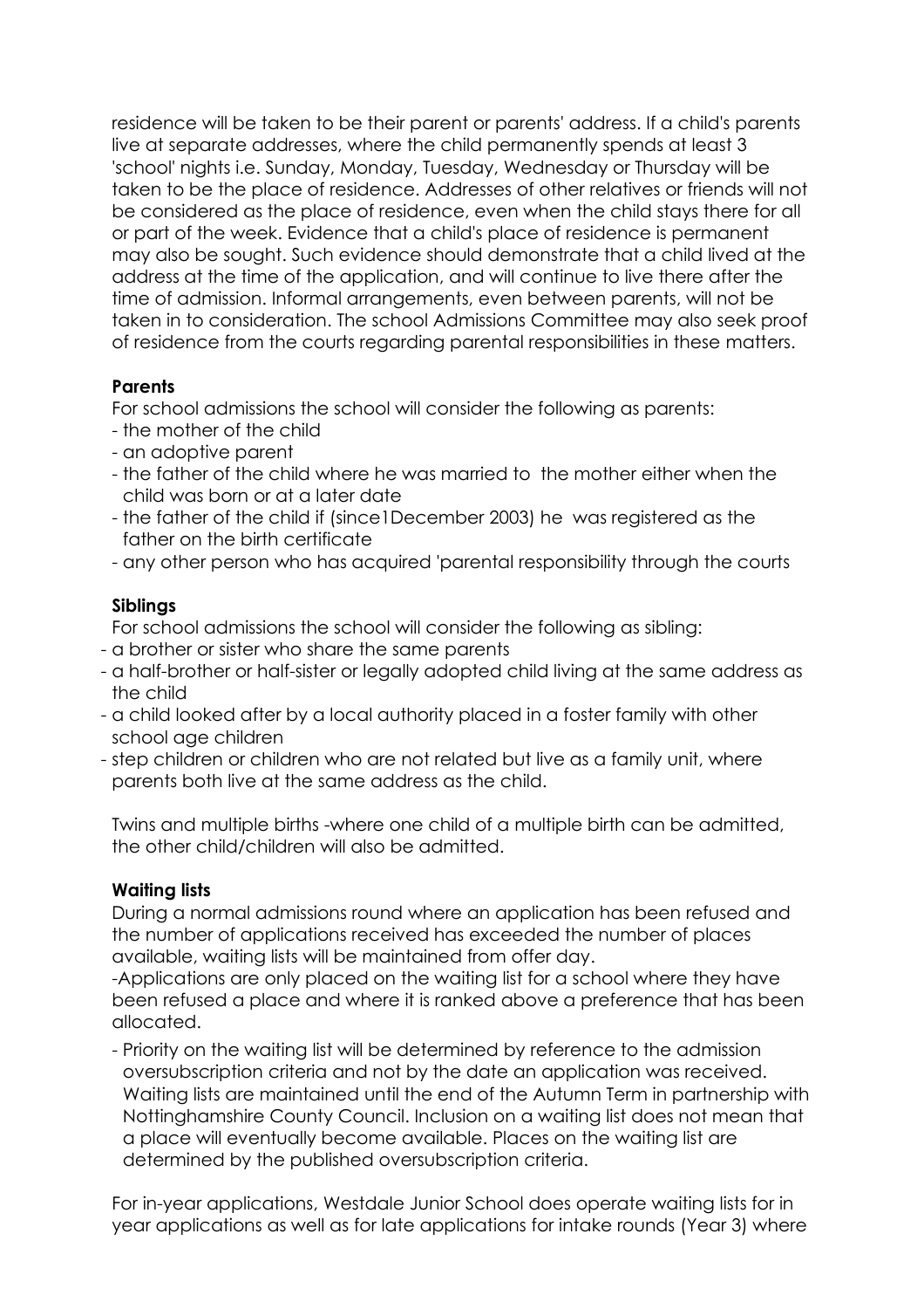residence will be taken to be their parent or parents' address. If a child's parents live at separate addresses, where the child permanently spends at least 3 'school' nights i.e. Sunday, Monday, Tuesday, Wednesday or Thursday will be taken to be the place of residence. Addresses of other relatives or friends will not be considered as the place of residence, even when the child stays there for all or part of the week. Evidence that a child's place of residence is permanent may also be sought. Such evidence should demonstrate that a child lived at the address at the time of the application, and will continue to live there after the time of admission. Informal arrangements, even between parents, will not be taken in to consideration. The school Admissions Committee may also seek proof of residence from the courts regarding parental responsibilities in these matters.

**Parents**

For school admissions the school will consider the following as parents:

- the mother of the child
- an adoptive parent
- the father of the child where he was married to the mother either when the child was born or at a later date
- the father of the child if (since1December 2003) he was registered as the father on the birth certificate
- any other person who has acquired 'parental responsibility through the courts

**Siblings**

For school admissions the school will consider the following as sibling:

- a brother or sister who share the same parents
- a half-brother or half-sister or legally adopted child living at the same address as the child
- a child looked after by a local authority placed in a foster family with other school age children
- step children or children who are not related but live as a family unit, where parents both live at the same address as the child.

Twins and multiple births -where one child of a multiple birth can be admitted, the other child/children will also be admitted.

**Waiting lists**

During a normal admissions round where an application has been refused and the number of applications received has exceeded the number of places available, waiting lists will be maintained from offer day.

-Applications are only placed on the waiting list for a school where they have been refused a place and where it is ranked above a preference that has been allocated.

- Priority on the waiting list will be determined by reference to the admission oversubscription criteria and not by the date an application was received. Waiting lists are maintained until the end of the Autumn Term in partnership with Nottinghamshire County Council. Inclusion on a waiting list does not mean that a place will eventually become available. Places on the waiting list are determined by the published oversubscription criteria.

For in-year applications, Westdale Junior School does operate waiting lists for in year applications as well as for late applications for intake rounds (Year 3) where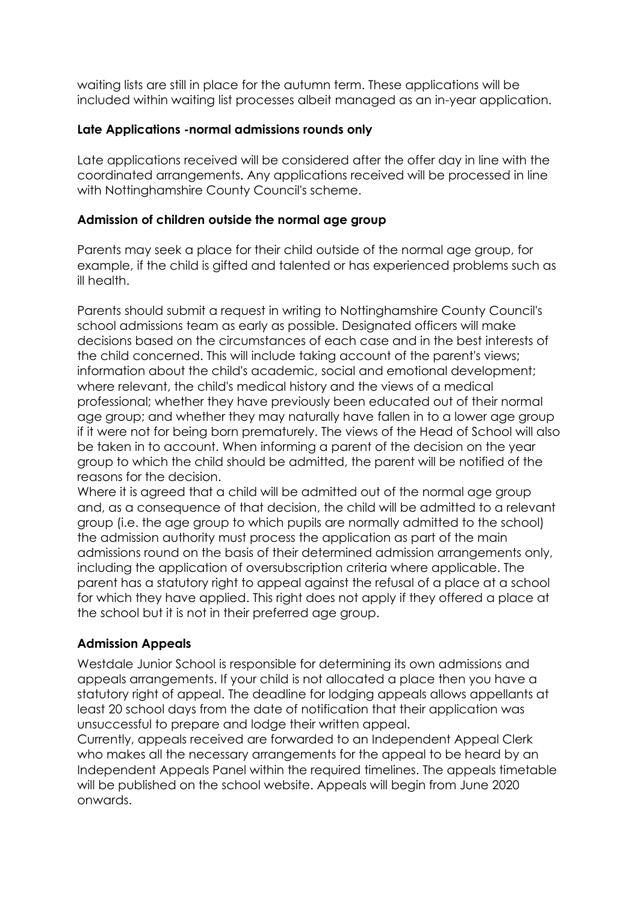waiting lists are still in place for the autumn term. These applications will be included within waiting list processes albeit managed as an in-year application.

**Late Applications -normal admissions rounds only**

Late applications received will be considered after the offer day in line with the coordinated arrangements. Any applications received will be processed in line with Nottinghamshire County Council's scheme.

**Admission of children outside the normal age group**

Parents may seek a place for their child outside of the normal age group, for example, if the child is gifted and talented or has experienced problems such as ill health.

Parents should submit a request in writing to Nottinghamshire County Council's school admissions team as early as possible. Designated officers will make decisions based on the circumstances of each case and in the best interests of the child concerned. This will include taking account of the parent's views; information about the child's academic, social and emotional development; where relevant, the child's medical history and the views of a medical professional; whether they have previously been educated out of their normal age group; and whether they may naturally have fallen in to a lower age group if it were not for being born prematurely. The views of the Head of School will also be taken in to account. When informing a parent of the decision on the year group to which the child should be admitted, the parent will be notified of the reasons for the decision.
Where it is agreed that a child will be admitted out of the normal age group and, as a consequence of that decision, the child will be admitted to a relevant group (i.e. the age group to which pupils are normally admitted to the school) the admission authority must process the application as part of the main admissions round on the basis of their determined admission arrangements only, including the application of oversubscription criteria where applicable. The parent has a statutory right to appeal against the refusal of a place at a school for which they have applied. This right does not apply if they offered a place at the school but it is not in their preferred age group.

**Admission Appeals**

Westdale Junior School is responsible for determining its own admissions and appeals arrangements. If your child is not allocated a place then you have a statutory right of appeal. The deadline for lodging appeals allows appellants at least 20 school days from the date of notification that their application was unsuccessful to prepare and lodge their written appeal.
Currently, appeals received are forwarded to an Independent Appeal Clerk who makes all the necessary arrangements for the appeal to be heard by an Independent Appeals Panel within the required timelines. The appeals timetable will be published on the school website. Appeals will begin from June 2020 onwards.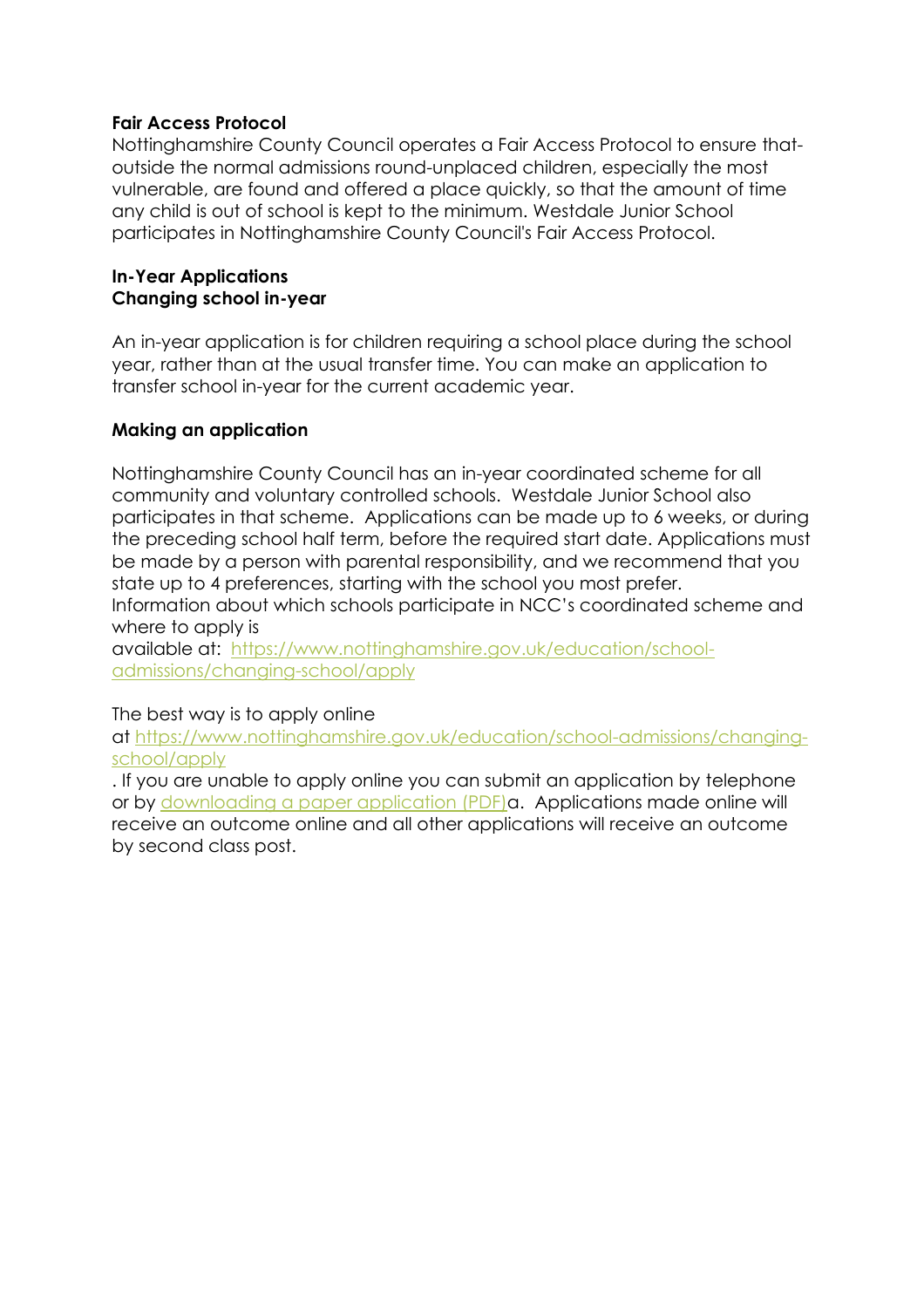**Fair Access Protocol**
Nottinghamshire County Council operates a Fair Access Protocol to ensure that-outside the normal admissions round-unplaced children, especially the most vulnerable, are found and offered a place quickly, so that the amount of time any child is out of school is kept to the minimum. Westdale Junior School participates in Nottinghamshire County Council's Fair Access Protocol.

**In-Year Applications**
**Changing school in-year**

An in-year application is for children requiring a school place during the school year, rather than at the usual transfer time. You can make an application to transfer school in-year for the current academic year.

**Making an application**

Nottinghamshire County Council has an in-year coordinated scheme for all community and voluntary controlled schools. Westdale Junior School also participates in that scheme. Applications can be made up to 6 weeks, or during the preceding school half term, before the required start date. Applications must be made by a person with parental responsibility, and we recommend that you state up to 4 preferences, starting with the school you most prefer.
Information about which schools participate in NCC's coordinated scheme and where to apply is
available at: [https://www.nottinghamshire.gov.uk/education/school-admissions/changing-school/apply](https://www.nottinghamshire.gov.uk/education/school-admissions/changing-school/apply)

The best way is to apply online
at [https://www.nottinghamshire.gov.uk/education/school-admissions/changing-school/apply](https://www.nottinghamshire.gov.uk/education/school-admissions/changing-school/apply)
. If you are unable to apply online you can submit an application by telephone or by downloading a paper application (PDF)a. Applications made online will receive an outcome online and all other applications will receive an outcome by second class post.